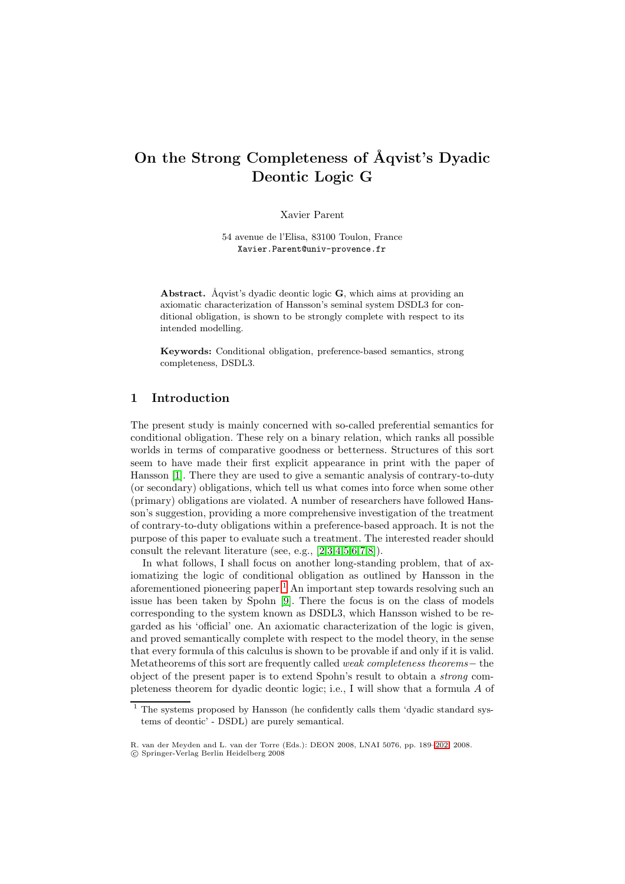# On the Strong Completeness of Åqvist's Dyadic Deontic Logic G

Xavier Parent

54 avenue de l'Elisa, 83100 Toulon, France
Xavier.Parent@univ-provence.fr

**Abstract.** Åqvist's dyadic deontic logic **G**, which aims at providing an axiomatic characterization of Hansson's seminal system DSDL3 for conditional obligation, is shown to be strongly complete with respect to its intended modelling.

**Keywords:** Conditional obligation, preference-based semantics, strong completeness, DSDL3.

## 1 Introduction

The present study is mainly concerned with so-called preferential semantics for conditional obligation. These rely on a binary relation, which ranks all possible worlds in terms of comparative goodness or betterness. Structures of this sort seem to have made their first explicit appearance in print with the paper of Hansson [1]. There they are used to give a semantic analysis of contrary-to-duty (or secondary) obligations, which tell us what comes into force when some other (primary) obligations are violated. A number of researchers have followed Hansson's suggestion, providing a more comprehensive investigation of the treatment of contrary-to-duty obligations within a preference-based approach. It is not the purpose of this paper to evaluate such a treatment. The interested reader should consult the relevant literature (see, e.g., [2,3,4,5,6,7,8]).

In what follows, I shall focus on another long-standing problem, that of axiomatizing the logic of conditional obligation as outlined by Hansson in the aforementioned pioneering paper.[1] An important step towards resolving such an issue has been taken by Spohn [9]. There the focus is on the class of models corresponding to the system known as DSDL3, which Hansson wished to be regarded as his 'official' one. An axiomatic characterization of the logic is given, and proved semantically complete with respect to the model theory, in the sense that every formula of this calculus is shown to be provable if and only if it is valid. Metatheorems of this sort are frequently called *weak completeness theorems*− the object of the present paper is to extend Spohn's result to obtain a *strong* completeness theorem for dyadic deontic logic; i.e., I will show that a formula $A$ of

[1] The systems proposed by Hansson (he confidently calls them 'dyadic standard systems of deontic' - DSDL) are purely semantical.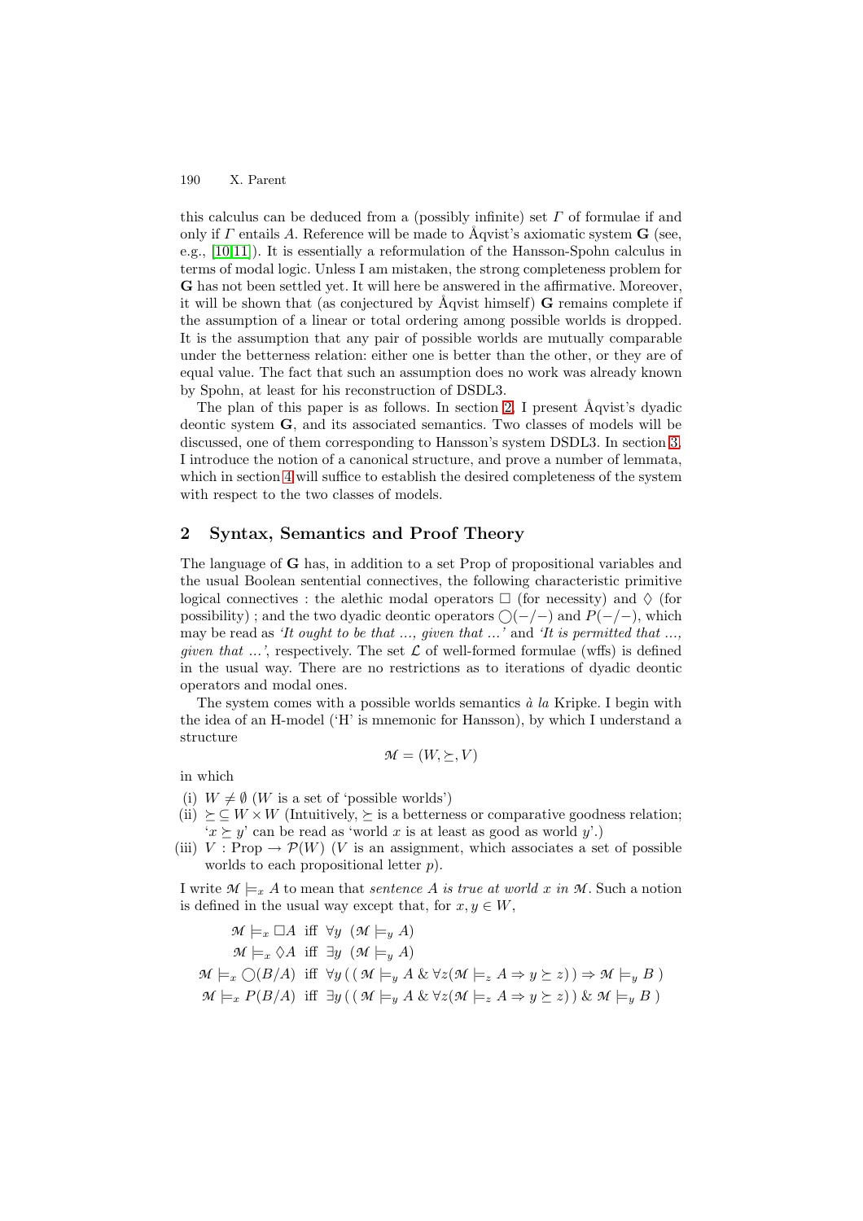this calculus can be deduced from a (possibly infinite) set $\Gamma$ of formulae if and only if $\Gamma$ entails $A$. Reference will be made to Åqvist's axiomatic system **G** (see, e.g., [10,11]). It is essentially a reformulation of the Hansson-Spohn calculus in terms of modal logic. Unless I am mistaken, the strong completeness problem for **G** has not been settled yet. It will here be answered in the affirmative. Moreover, it will be shown that (as conjectured by Åqvist himself) **G** remains complete if the assumption of a linear or total ordering among possible worlds is dropped. It is the assumption that any pair of possible worlds are mutually comparable under the betterness relation: either one is better than the other, or they are of equal value. The fact that such an assumption does no work was already known by Spohn, at least for his reconstruction of DSDL3.

The plan of this paper is as follows. In section 2, I present Åqvist's dyadic deontic system **G**, and its associated semantics. Two classes of models will be discussed, one of them corresponding to Hansson's system DSDL3. In section 3, I introduce the notion of a canonical structure, and prove a number of lemmata, which in section 4 will suffice to establish the desired completeness of the system with respect to the two classes of models.

## 2 Syntax, Semantics and Proof Theory

The language of **G** has, in addition to a set Prop of propositional variables and the usual Boolean sentential connectives, the following characteristic primitive logical connectives : the alethic modal operators $\Box$ (for necessity) and $\Diamond$ (for possibility) ; and the two dyadic deontic operators $\bigcirc(-/-)$ and $P(-/-)$, which may be read as *'It ought to be that ..., given that ...'* and *'It is permitted that ..., given that ...'*, respectively. The set $\mathcal{L}$ of well-formed formulae (wffs) is defined in the usual way. There are no restrictions as to iterations of dyadic deontic operators and modal ones.

The system comes with a possible worlds semantics *à la* Kripke. I begin with the idea of an H-model ('H' is mnemonic for Hansson), by which I understand a structure

$$\mathcal{M} = (W, \succeq, V)$$

in which

(i) $W \neq \emptyset$ ($W$ is a set of 'possible worlds')

(ii) $\succeq \subseteq W \times W$ (Intuitively, $\succeq$ is a betterness or comparative goodness relation; '$x \succeq y$' can be read as 'world $x$ is at least as good as world $y$'.)

(iii) $V : \text{Prop} \rightarrow \mathcal{P}(W)$ ($V$ is an assignment, which associates a set of possible worlds to each propositional letter $p$).

I write $\mathcal{M} \models_x A$ to mean that *sentence $A$ is true at world $x$ in $\mathcal{M}$*. Such a notion is defined in the usual way except that, for $x, y \in W$,

$$\mathcal{M} \models_x \Box A \text{ iff } \forall y \ (\mathcal{M} \models_y A)$$

$$\mathcal{M} \models_x \Diamond A \text{ iff } \exists y \ (\mathcal{M} \models_y A)$$

$$\mathcal{M} \models_x \bigcirc(B/A) \text{ iff } \forall y \,(\,(\,\mathcal{M} \models_y A \ \& \ \forall z(\mathcal{M} \models_z A \Rightarrow y \succeq z)\,) \Rightarrow \mathcal{M} \models_y B\,)$$

$$\mathcal{M} \models_x P(B/A) \text{ iff } \exists y \,(\,(\,\mathcal{M} \models_y A \ \& \ \forall z(\mathcal{M} \models_z A \Rightarrow y \succeq z)\,) \ \& \ \mathcal{M} \models_y B\,)$$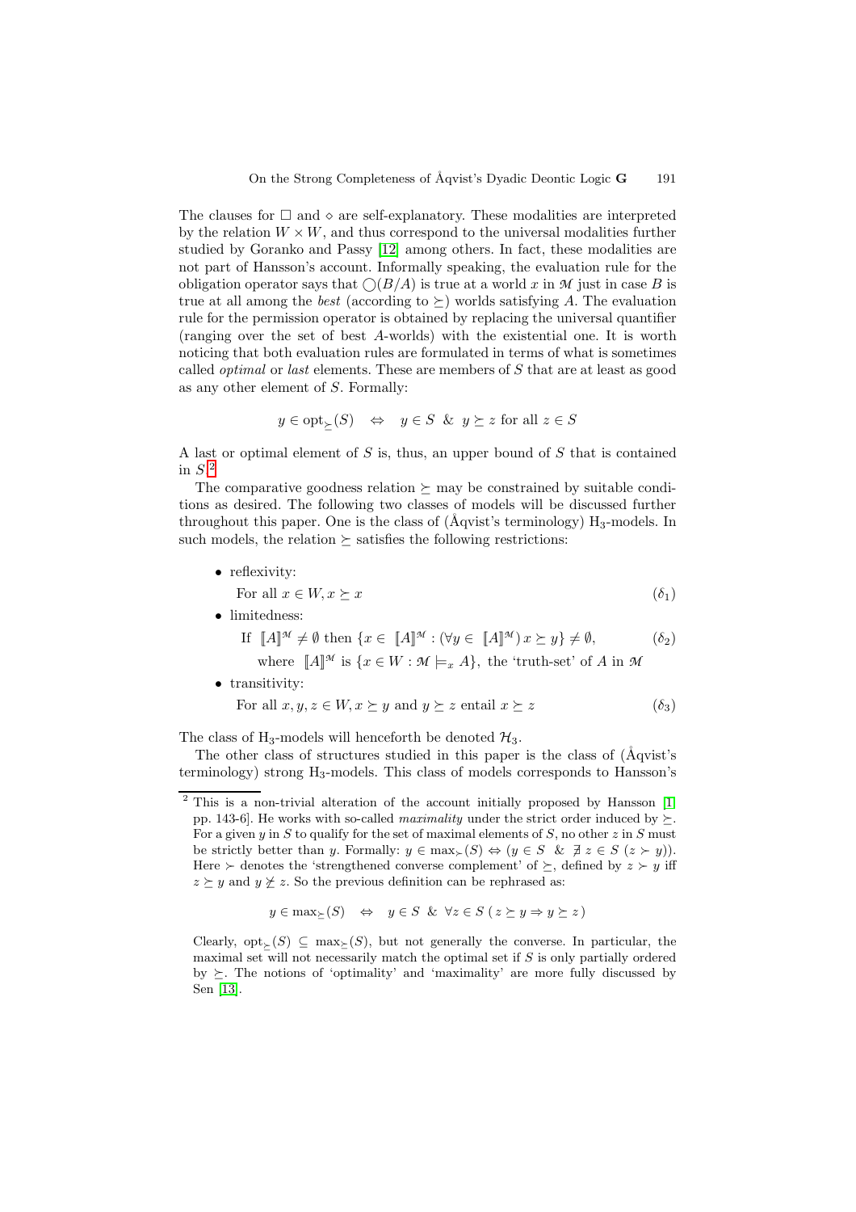The clauses for $\Box$ and $\diamond$ are self-explanatory. These modalities are interpreted by the relation $W \times W$, and thus correspond to the universal modalities further studied by Goranko and Passy [12] among others. In fact, these modalities are not part of Hansson's account. Informally speaking, the evaluation rule for the obligation operator says that $\bigcirc(B/A)$ is true at a world $x$ in $\mathcal{M}$ just in case $B$ is true at all among the *best* (according to $\succeq$) worlds satisfying $A$. The evaluation rule for the permission operator is obtained by replacing the universal quantifier (ranging over the set of best $A$-worlds) with the existential one. It is worth noticing that both evaluation rules are formulated in terms of what is sometimes called *optimal* or *last* elements. These are members of $S$ that are at least as good as any other element of $S$. Formally:

$$y \in \text{opt}_{\succeq}(S) \quad \Leftrightarrow \quad y \in S \;\;\&\;\; y \succeq z \text{ for all } z \in S$$

A last or optimal element of $S$ is, thus, an upper bound of $S$ that is contained in $S$.[2]

The comparative goodness relation $\succeq$ may be constrained by suitable conditions as desired. The following two classes of models will be discussed further throughout this paper. One is the class of (Åqvist's terminology) $\text{H}_3$-models. In such models, the relation $\succeq$ satisfies the following restrictions:

- reflexivity:

  For all $x \in W, x \succeq x$ $\quad (\delta_1)$

- limitedness:

  If $[\![A]\!]^{\mathcal{M}} \neq \emptyset$ then $\{x \in [\![A]\!]^{\mathcal{M}} : (\forall y \in [\![A]\!]^{\mathcal{M}})\, x \succeq y\} \neq \emptyset,$ $\quad (\delta_2)$

  where $[\![A]\!]^{\mathcal{M}}$ is $\{x \in W : \mathcal{M} \models_x A\}$, the 'truth-set' of $A$ in $\mathcal{M}$

- transitivity:

  For all $x, y, z \in W, x \succeq y$ and $y \succeq z$ entail $x \succeq z$ $\quad (\delta_3)$

The class of $\text{H}_3$-models will henceforth be denoted $\mathcal{H}_3$.

The other class of structures studied in this paper is the class of (Åqvist's terminology) strong $\text{H}_3$-models. This class of models corresponds to Hansson's

---

[2] This is a non-trivial alteration of the account initially proposed by Hansson [1, pp. 143-6]. He works with so-called *maximality* under the strict order induced by $\succeq$. For a given $y$ in $S$ to qualify for the set of maximal elements of $S$, no other $z$ in $S$ must be strictly better than $y$. Formally: $y \in \max_{\succ}(S) \Leftrightarrow (y \in S \;\;\&\;\; \nexists\, z \in S\; (z \succ y))$. Here $\succ$ denotes the 'strengthened converse complement' of $\succeq$, defined by $z \succ y$ iff $z \succeq y$ and $y \not\succeq z$. So the previous definition can be rephrased as:

$$y \in \max_{\succeq}(S) \quad \Leftrightarrow \quad y \in S \;\;\&\;\; \forall z \in S\; (\, z \succeq y \Rightarrow y \succeq z\,)$$

Clearly, $\text{opt}_{\succeq}(S) \subseteq \max_{\succeq}(S)$, but not generally the converse. In particular, the maximal set will not necessarily match the optimal set if $S$ is only partially ordered by $\succeq$. The notions of 'optimality' and 'maximality' are more fully discussed by Sen [13].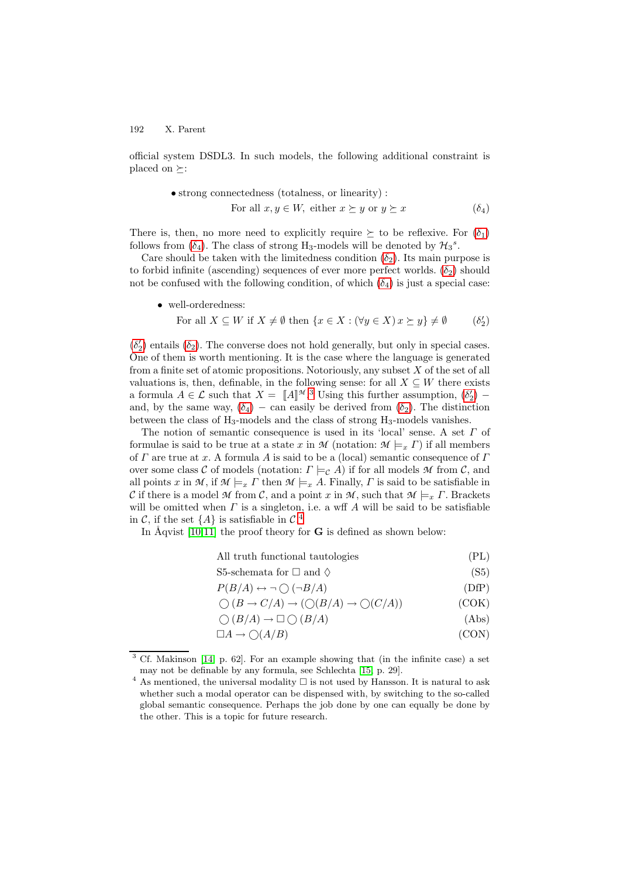official system DSDL3. In such models, the following additional constraint is placed on $\succeq$:

- strong connectedness (totalness, or linearity) :

$$\text{For all } x, y \in W, \text{ either } x \succeq y \text{ or } y \succeq x \qquad (\delta_4)$$

There is, then, no more need to explicitly require $\succeq$ to be reflexive. For ($\delta_1$) follows from ($\delta_4$). The class of strong $\text{H}_3$-models will be denoted by $\mathcal{H}_3{}^s$.

Care should be taken with the limitedness condition ($\delta_2$). Its main purpose is to forbid infinite (ascending) sequences of ever more perfect worlds. ($\delta_2$) should not be confused with the following condition, of which ($\delta_4$) is just a special case:

- well-orderedness:

$$\text{For all } X \subseteq W \text{ if } X \neq \emptyset \text{ then } \{x \in X : (\forall y \in X)\, x \succeq y\} \neq \emptyset \qquad (\delta_2')$$

($\delta_2'$) entails ($\delta_2$). The converse does not hold generally, but only in special cases. One of them is worth mentioning. It is the case where the language is generated from a finite set of atomic propositions. Notoriously, any subset $X$ of the set of all valuations is, then, definable, in the following sense: for all $X \subseteq W$ there exists a formula $A \in \mathcal{L}$ such that $X = [\![A]\!]^{\mathcal{M}}$.[3] Using this further assumption, ($\delta_2'$) − and, by the same way, ($\delta_4$) − can easily be derived from ($\delta_2$). The distinction between the class of $\text{H}_3$-models and the class of strong $\text{H}_3$-models vanishes.

The notion of semantic consequence is used in its 'local' sense. A set $\Gamma$ of formulae is said to be true at a state $x$ in $\mathcal{M}$ (notation: $\mathcal{M} \models_x \Gamma$) if all members of $\Gamma$ are true at $x$. A formula $A$ is said to be a (local) semantic consequence of $\Gamma$ over some class $\mathcal{C}$ of models (notation: $\Gamma \models_{\mathcal{C}} A$) if for all models $\mathcal{M}$ from $\mathcal{C}$, and all points $x$ in $\mathcal{M}$, if $\mathcal{M} \models_x \Gamma$ then $\mathcal{M} \models_x A$. Finally, $\Gamma$ is said to be satisfiable in $\mathcal{C}$ if there is a model $\mathcal{M}$ from $\mathcal{C}$, and a point $x$ in $\mathcal{M}$, such that $\mathcal{M} \models_x \Gamma$. Brackets will be omitted when $\Gamma$ is a singleton, i.e. a wff $A$ will be said to be satisfiable in $\mathcal{C}$, if the set $\{A\}$ is satisfiable in $\mathcal{C}$.[4]

In Åqvist [10,11] the proof theory for **G** is defined as shown below:

| | |
|---|---|
| All truth functional tautologies | (PL) |
| S5-schemata for $\Box$ and $\Diamond$ | (S5) |
| $P(B/A) \leftrightarrow \neg \bigcirc (\neg B/A)$ | (DfP) |
| $\bigcirc (B \to C/A) \to (\bigcirc(B/A) \to \bigcirc(C/A))$ | (COK) |
| $\bigcirc (B/A) \to \Box \bigcirc (B/A)$ | (Abs) |
| $\Box A \to \bigcirc(A/B)$ | (CON) |

[3] Cf. Makinson [14, p. 62]. For an example showing that (in the infinite case) a set may not be definable by any formula, see Schlechta [15, p. 29].

[4] As mentioned, the universal modality $\Box$ is not used by Hansson. It is natural to ask whether such a modal operator can be dispensed with, by switching to the so-called global semantic consequence. Perhaps the job done by one can equally be done by the other. This is a topic for future research.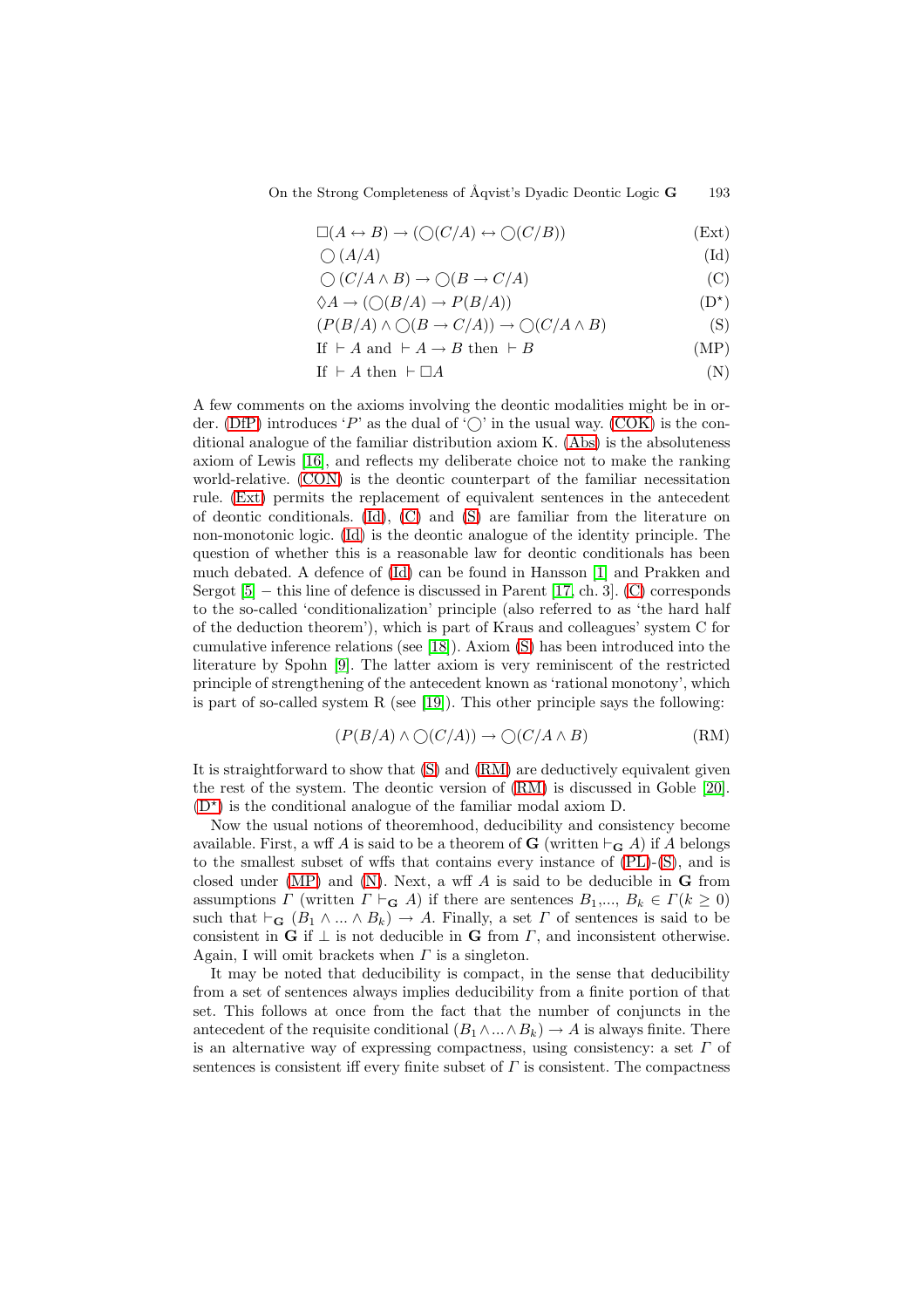$$\Box(A \leftrightarrow B) \rightarrow (\bigcirc(C/A) \leftrightarrow \bigcirc(C/B)) \tag{Ext}$$

$$\bigcirc(A/A) \tag{Id}$$

$$\bigcirc(C/A \wedge B) \rightarrow \bigcirc(B \rightarrow C/A) \tag{C}$$

$$\Diamond A \rightarrow (\bigcirc(B/A) \rightarrow P(B/A)) \tag{D$^\star$}$$

$$(P(B/A) \wedge \bigcirc(B \rightarrow C/A)) \rightarrow \bigcirc(C/A \wedge B) \tag{S}$$

$$\text{If } \vdash A \text{ and } \vdash A \rightarrow B \text{ then } \vdash B \tag{MP}$$

$$\text{If } \vdash A \text{ then } \vdash \Box A \tag{N}$$

A few comments on the axioms involving the deontic modalities might be in order. (DfP) introduces '$P$' as the dual of '$\bigcirc$' in the usual way. (COK) is the conditional analogue of the familiar distribution axiom K. (Abs) is the absoluteness axiom of Lewis [16], and reflects my deliberate choice not to make the ranking world-relative. (CON) is the deontic counterpart of the familiar necessitation rule. (Ext) permits the replacement of equivalent sentences in the antecedent of deontic conditionals. (Id), (C) and (S) are familiar from the literature on non-monotonic logic. (Id) is the deontic analogue of the identity principle. The question of whether this is a reasonable law for deontic conditionals has been much debated. A defence of (Id) can be found in Hansson [1] and Prakken and Sergot [5] – this line of defence is discussed in Parent [17, ch. 3]. (C) corresponds to the so-called 'conditionalization' principle (also referred to as 'the hard half of the deduction theorem'), which is part of Kraus and colleagues' system C for cumulative inference relations (see [18]). Axiom (S) has been introduced into the literature by Spohn [9]. The latter axiom is very reminiscent of the restricted principle of strengthening of the antecedent known as 'rational monotony', which is part of so-called system R (see [19]). This other principle says the following:

$$(P(B/A) \wedge \bigcirc(C/A)) \rightarrow \bigcirc(C/A \wedge B) \tag{RM}$$

It is straightforward to show that (S) and (RM) are deductively equivalent given the rest of the system. The deontic version of (RM) is discussed in Goble [20]. (D$^\star$) is the conditional analogue of the familiar modal axiom D.

Now the usual notions of theoremhood, deducibility and consistency become available. First, a wff $A$ is said to be a theorem of **G** (written $\vdash_{\mathbf{G}} A$) if $A$ belongs to the smallest subset of wffs that contains every instance of (PL)-(S), and is closed under (MP) and (N). Next, a wff $A$ is said to be deducible in **G** from assumptions $\Gamma$ (written $\Gamma \vdash_{\mathbf{G}} A$) if there are sentences $B_1, ..., B_k \in \Gamma (k \geq 0)$ such that $\vdash_{\mathbf{G}} (B_1 \wedge ... \wedge B_k) \rightarrow A$. Finally, a set $\Gamma$ of sentences is said to be consistent in **G** if $\bot$ is not deducible in **G** from $\Gamma$, and inconsistent otherwise. Again, I will omit brackets when $\Gamma$ is a singleton.

It may be noted that deducibility is compact, in the sense that deducibility from a set of sentences always implies deducibility from a finite portion of that set. This follows at once from the fact that the number of conjuncts in the antecedent of the requisite conditional $(B_1 \wedge ... \wedge B_k) \rightarrow A$ is always finite. There is an alternative way of expressing compactness, using consistency: a set $\Gamma$ of sentences is consistent iff every finite subset of $\Gamma$ is consistent. The compactness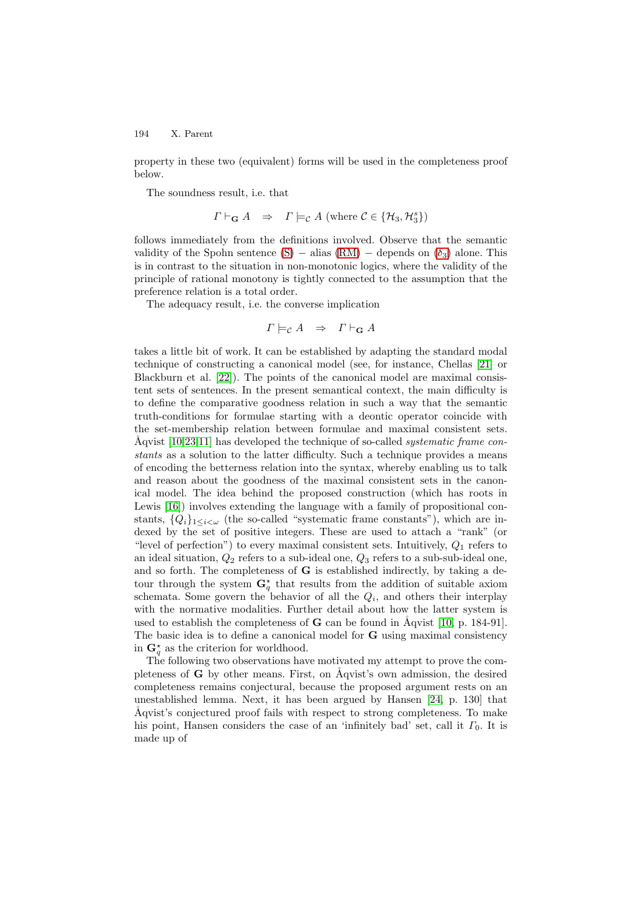property in these two (equivalent) forms will be used in the completeness proof below.

The soundness result, i.e. that

$$\Gamma \vdash_{\mathbf{G}} A \quad \Rightarrow \quad \Gamma \models_{\mathcal{C}} A \text{ (where } \mathcal{C} \in \{\mathcal{H}_3, \mathcal{H}_3^s\})$$

follows immediately from the definitions involved. Observe that the semantic validity of the Spohn sentence (S) − alias (RM) − depends on ($\delta_3$) alone. This is in contrast to the situation in non-monotonic logics, where the validity of the principle of rational monotony is tightly connected to the assumption that the preference relation is a total order.

The adequacy result, i.e. the converse implication

$$\Gamma \models_{\mathcal{C}} A \quad \Rightarrow \quad \Gamma \vdash_{\mathbf{G}} A$$

takes a little bit of work. It can be established by adapting the standard modal technique of constructing a canonical model (see, for instance, Chellas [21] or Blackburn et al. [22]). The points of the canonical model are maximal consistent sets of sentences. In the present semantical context, the main difficulty is to define the comparative goodness relation in such a way that the semantic truth-conditions for formulae starting with a deontic operator coincide with the set-membership relation between formulae and maximal consistent sets. Åqvist [10,23,11] has developed the technique of so-called *systematic frame constants* as a solution to the latter difficulty. Such a technique provides a means of encoding the betterness relation into the syntax, whereby enabling us to talk and reason about the goodness of the maximal consistent sets in the canonical model. The idea behind the proposed construction (which has roots in Lewis [16]) involves extending the language with a family of propositional constants, $\{Q_i\}_{1\leq i<\omega}$ (the so-called "systematic frame constants"), which are indexed by the set of positive integers. These are used to attach a "rank" (or "level of perfection") to every maximal consistent sets. Intuitively, $Q_1$ refers to an ideal situation, $Q_2$ refers to a sub-ideal one, $Q_3$ refers to a sub-sub-ideal one, and so forth. The completeness of $\mathbf{G}$ is established indirectly, by taking a detour through the system $\mathbf{G}_q^\star$ that results from the addition of suitable axiom schemata. Some govern the behavior of all the $Q_i$, and others their interplay with the normative modalities. Further detail about how the latter system is used to establish the completeness of $\mathbf{G}$ can be found in Åqvist [10, p. 184-91]. The basic idea is to define a canonical model for $\mathbf{G}$ using maximal consistency in $\mathbf{G}_q^\star$ as the criterion for worldhood.

The following two observations have motivated my attempt to prove the completeness of $\mathbf{G}$ by other means. First, on Åqvist's own admission, the desired completeness remains conjectural, because the proposed argument rests on an unestablished lemma. Next, it has been argued by Hansen [24, p. 130] that Åqvist's conjectured proof fails with respect to strong completeness. To make his point, Hansen considers the case of an 'infinitely bad' set, call it $\Gamma_0$. It is made up of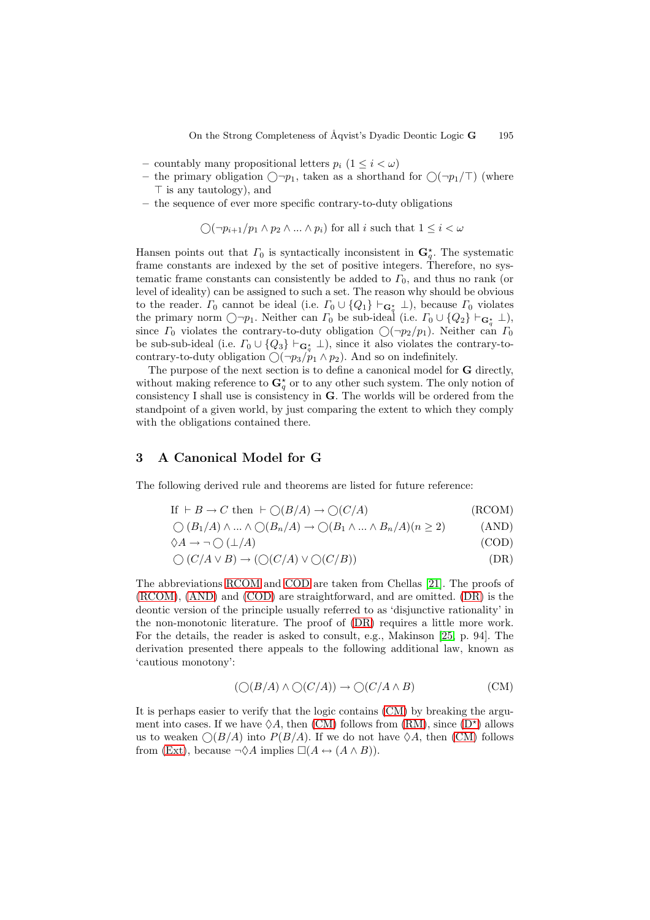- countably many propositional letters $p_i$ ($1 \leq i < \omega$)
- the primary obligation $\bigcirc\neg p_1$, taken as a shorthand for $\bigcirc(\neg p_1/\top)$ (where $\top$ is any tautology), and
- the sequence of ever more specific contrary-to-duty obligations

$$\bigcirc(\neg p_{i+1}/p_1 \wedge p_2 \wedge ... \wedge p_i) \text{ for all } i \text{ such that } 1 \leq i < \omega$$

Hansen points out that $\Gamma_0$ is syntactically inconsistent in $\mathbf{G}^\star_q$. The systematic frame constants are indexed by the set of positive integers. Therefore, no systematic frame constants can consistently be added to $\Gamma_0$, and thus no rank (or level of ideality) can be assigned to such a set. The reason why should be obvious to the reader. $\Gamma_0$ cannot be ideal (i.e. $\Gamma_0 \cup \{Q_1\} \vdash_{\mathbf{G}^\star_q} \bot$), because $\Gamma_0$ violates the primary norm $\bigcirc\neg p_1$. Neither can $\Gamma_0$ be sub-ideal (i.e. $\Gamma_0 \cup \{Q_2\} \vdash_{\mathbf{G}^\star_q} \bot$), since $\Gamma_0$ violates the contrary-to-duty obligation $\bigcirc(\neg p_2/p_1)$. Neither can $\Gamma_0$ be sub-sub-ideal (i.e. $\Gamma_0 \cup \{Q_3\} \vdash_{\mathbf{G}^\star_q} \bot$), since it also violates the contrary-to-contrary-to-duty obligation $\bigcirc(\neg p_3/p_1 \wedge p_2)$. And so on indefinitely.

The purpose of the next section is to define a canonical model for **G** directly, without making reference to $\mathbf{G}^\star_q$ or to any other such system. The only notion of consistency I shall use is consistency in **G**. The worlds will be ordered from the standpoint of a given world, by just comparing the extent to which they comply with the obligations contained there.

## 3 A Canonical Model for G

The following derived rule and theorems are listed for future reference:

$$\text{If } \vdash B \rightarrow C \text{ then } \vdash \bigcirc(B/A) \rightarrow \bigcirc(C/A) \tag{RCOM}$$

$$\bigcirc(B_1/A) \wedge ... \wedge \bigcirc(B_n/A) \rightarrow \bigcirc(B_1 \wedge ... \wedge B_n/A) (n \geq 2) \tag{AND}$$

$$\Diamond A \rightarrow \neg\bigcirc(\bot/A) \tag{COD}$$

$$\bigcirc(C/A \vee B) \rightarrow (\bigcirc(C/A) \vee \bigcirc(C/B)) \tag{DR}$$

The abbreviations RCOM and COD are taken from Chellas [21]. The proofs of (RCOM), (AND) and (COD) are straightforward, and are omitted. (DR) is the deontic version of the principle usually referred to as 'disjunctive rationality' in the non-monotonic literature. The proof of (DR) requires a little more work. For the details, the reader is asked to consult, e.g., Makinson [25, p. 94]. The derivation presented there appeals to the following additional law, known as 'cautious monotony':

$$(\bigcirc(B/A) \wedge \bigcirc(C/A)) \rightarrow \bigcirc(C/A \wedge B) \tag{CM}$$

It is perhaps easier to verify that the logic contains (CM) by breaking the argument into cases. If we have $\Diamond A$, then (CM) follows from (RM), since (D$^\star$) allows us to weaken $\bigcirc(B/A)$ into $P(B/A)$. If we do not have $\Diamond A$, then (CM) follows from (Ext), because $\neg\Diamond A$ implies $\Box(A \leftrightarrow (A \wedge B))$.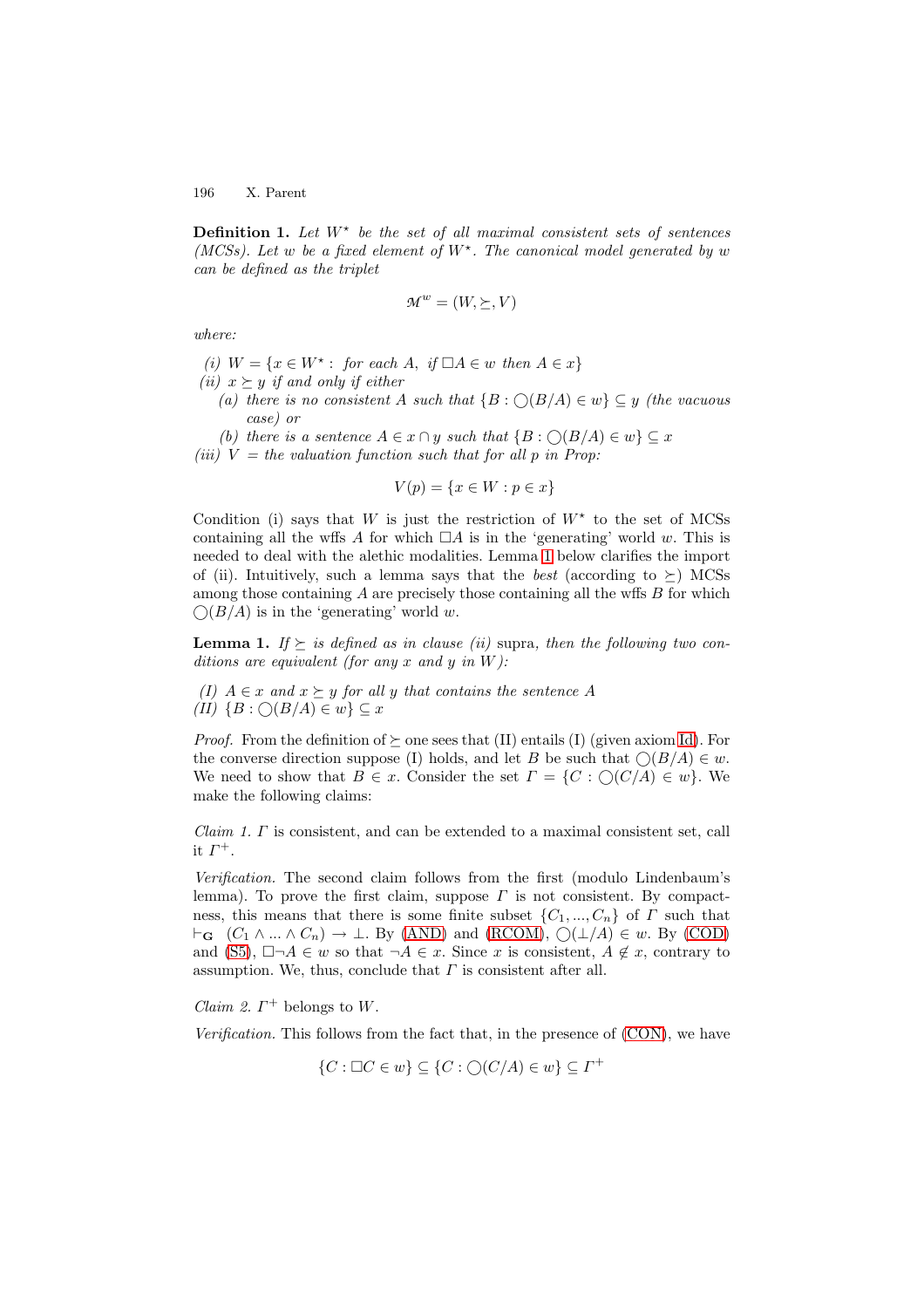**Definition 1.** *Let $W^\star$ be the set of all maximal consistent sets of sentences (MCSs). Let $w$ be a fixed element of $W^\star$. The canonical model generated by $w$ can be defined as the triplet*

$$\mathcal{M}^w = (W, \succeq, V)$$

*where:*

*(i)* $W = \{x \in W^\star : \text{ for each } A, \text{ if } \Box A \in w \text{ then } A \in x\}$
*(ii)* $x \succeq y$ *if and only if either*
  *(a) there is no consistent $A$ such that $\{B : \bigcirc(B/A) \in w\} \subseteq y$ (the vacuous case) or*
  *(b) there is a sentence $A \in x \cap y$ such that $\{B : \bigcirc(B/A) \in w\} \subseteq x$*
*(iii)* $V$ *= the valuation function such that for all $p$ in Prop:*

$$V(p) = \{x \in W : p \in x\}$$

Condition (i) says that $W$ is just the restriction of $W^\star$ to the set of MCSs containing all the wffs $A$ for which $\Box A$ is in the 'generating' world $w$. This is needed to deal with the alethic modalities. Lemma 1 below clarifies the import of (ii). Intuitively, such a lemma says that the *best* (according to $\succeq$) MCSs among those containing $A$ are precisely those containing all the wffs $B$ for which $\bigcirc(B/A)$ is in the 'generating' world $w$.

**Lemma 1.** *If $\succeq$ is defined as in clause (ii)* supra*, then the following two conditions are equivalent (for any $x$ and $y$ in $W$):*

*(I) $A \in x$ and $x \succeq y$ for all $y$ that contains the sentence $A$*
*(II) $\{B : \bigcirc(B/A) \in w\} \subseteq x$*

*Proof.* From the definition of $\succeq$ one sees that (II) entails (I) (given axiom Id). For the converse direction suppose (I) holds, and let $B$ be such that $\bigcirc(B/A) \in w$. We need to show that $B \in x$. Consider the set $\Gamma = \{C : \bigcirc(C/A) \in w\}$. We make the following claims:

*Claim 1.* $\Gamma$ is consistent, and can be extended to a maximal consistent set, call it $\Gamma^+$.

*Verification.* The second claim follows from the first (modulo Lindenbaum's lemma). To prove the first claim, suppose $\Gamma$ is not consistent. By compactness, this means that there is some finite subset $\{C_1, ..., C_n\}$ of $\Gamma$ such that $\vdash_{\mathbf{G}} (C_1 \wedge ... \wedge C_n) \to \bot$. By (AND) and (RCOM), $\bigcirc(\bot/A) \in w$. By (COD) and (S5), $\Box\neg A \in w$ so that $\neg A \in x$. Since $x$ is consistent, $A \notin x$, contrary to assumption. We, thus, conclude that $\Gamma$ is consistent after all.

*Claim 2.* $\Gamma^+$ belongs to $W$.

*Verification.* This follows from the fact that, in the presence of (CON), we have

$$\{C : \Box C \in w\} \subseteq \{C : \bigcirc(C/A) \in w\} \subseteq \Gamma^+$$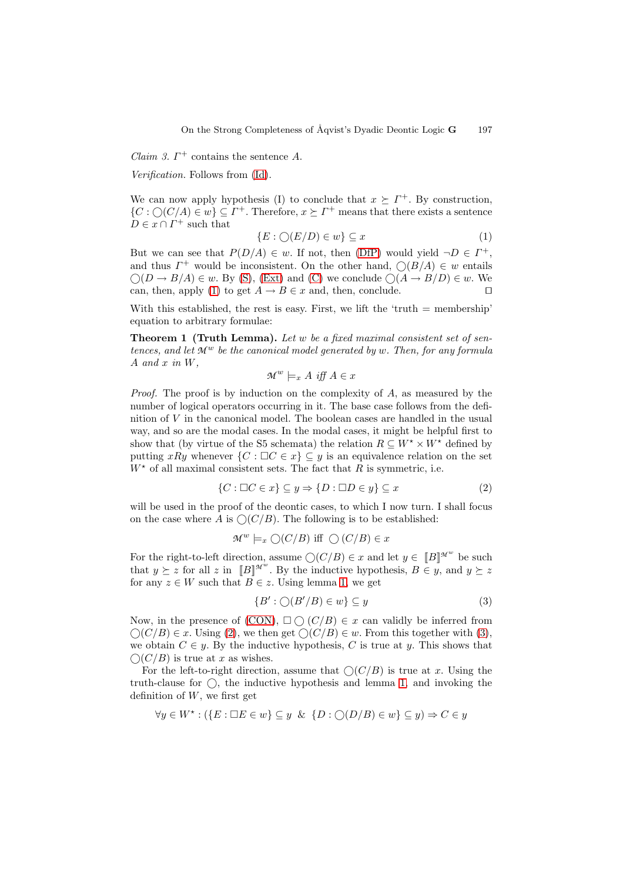*Claim 3.* $\Gamma^+$ contains the sentence $A$.

*Verification.* Follows from (Id).

We can now apply hypothesis (I) to conclude that $x \succeq \Gamma^+$. By construction, $\{C : \bigcirc(C/A) \in w\} \subseteq \Gamma^+$. Therefore, $x \succeq \Gamma^+$ means that there exists a sentence $D \in x \cap \Gamma^+$ such that

$$\{E : \bigcirc(E/D) \in w\} \subseteq x \tag{1}$$

But we can see that $P(D/A) \in w$. If not, then (DfP) would yield $\neg D \in \Gamma^+$, and thus $\Gamma^+$ would be inconsistent. On the other hand, $\bigcirc(B/A) \in w$ entails $\bigcirc(D \to B/A) \in w$. By (S), (Ext) and (C) we conclude $\bigcirc(A \to B/D) \in w$. We can, then, apply (1) to get $A \to B \in x$ and, then, conclude. $\square$

With this established, the rest is easy. First, we lift the 'truth = membership' equation to arbitrary formulae:

**Theorem 1 (Truth Lemma).** *Let $w$ be a fixed maximal consistent set of sentences, and let $\mathcal{M}^w$ be the canonical model generated by $w$. Then, for any formula $A$ and $x$ in $W$,*

$$\mathcal{M}^w \models_x A \text{ iff } A \in x$$

*Proof.* The proof is by induction on the complexity of $A$, as measured by the number of logical operators occurring in it. The base case follows from the definition of $V$ in the canonical model. The boolean cases are handled in the usual way, and so are the modal cases. In the modal cases, it might be helpful first to show that (by virtue of the S5 schemata) the relation $R \subseteq W^\star \times W^\star$ defined by putting $xRy$ whenever $\{C : \Box C \in x\} \subseteq y$ is an equivalence relation on the set $W^\star$ of all maximal consistent sets. The fact that $R$ is symmetric, i.e.

$$\{C : \Box C \in x\} \subseteq y \Rightarrow \{D : \Box D \in y\} \subseteq x \tag{2}$$

will be used in the proof of the deontic cases, to which I now turn. I shall focus on the case where $A$ is $\bigcirc(C/B)$. The following is to be established:

$$\mathcal{M}^w \models_x \bigcirc(C/B) \text{ iff } \bigcirc(C/B) \in x$$

For the right-to-left direction, assume $\bigcirc(C/B) \in x$ and let $y \in [\![B]\!]^{\mathcal{M}^w}$ be such that $y \succeq z$ for all $z$ in $[\![B]\!]^{\mathcal{M}^w}$. By the inductive hypothesis, $B \in y$, and $y \succeq z$ for any $z \in W$ such that $B \in z$. Using lemma 1, we get

$$\{B' : \bigcirc(B'/B) \in w\} \subseteq y \tag{3}$$

Now, in the presence of (CON), $\Box \bigcirc (C/B) \in x$ can validly be inferred from $\bigcirc(C/B) \in x$. Using (2), we then get $\bigcirc(C/B) \in w$. From this together with (3), we obtain $C \in y$. By the inductive hypothesis, $C$ is true at $y$. This shows that $\bigcirc(C/B)$ is true at $x$ as wishes.

For the left-to-right direction, assume that $\bigcirc(C/B)$ is true at $x$. Using the truth-clause for $\bigcirc$, the inductive hypothesis and lemma 1, and invoking the definition of $W$, we first get

$$\forall y \in W^\star : (\{E : \Box E \in w\} \subseteq y \;\; \& \;\; \{D : \bigcirc(D/B) \in w\} \subseteq y) \Rightarrow C \in y$$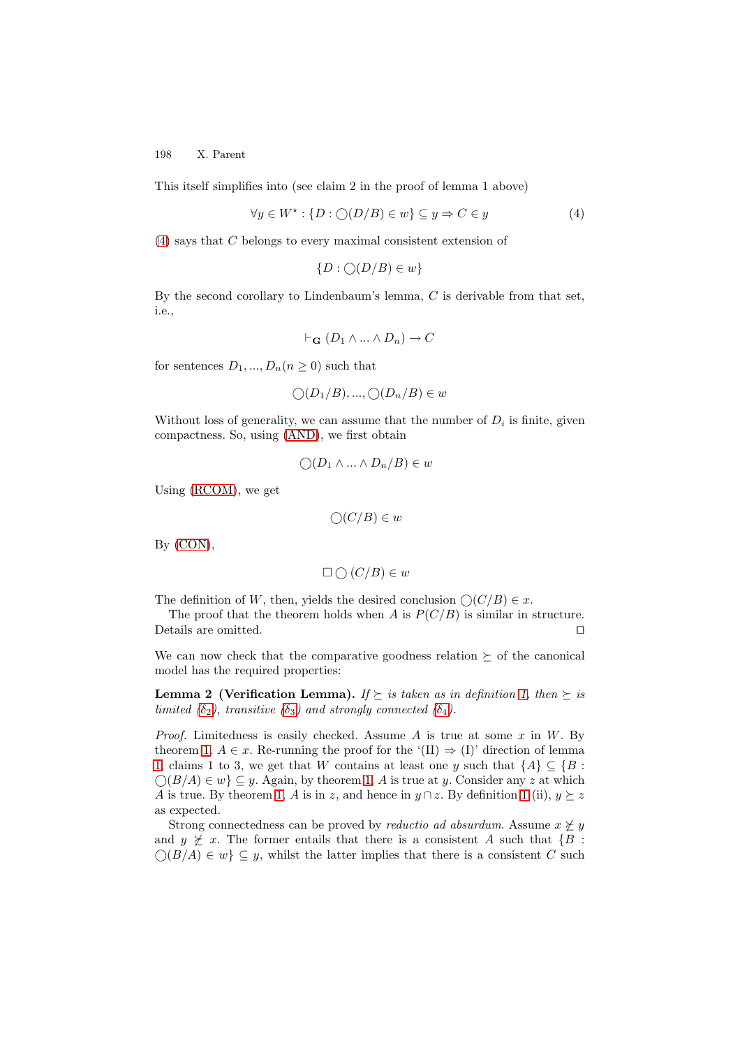This itself simplifies into (see claim 2 in the proof of lemma 1 above)

$$\forall y \in W^\star : \{D : \bigcirc(D/B) \in w\} \subseteq y \Rightarrow C \in y \tag{4}$$

(4) says that $C$ belongs to every maximal consistent extension of

$$\{D : \bigcirc(D/B) \in w\}$$

By the second corollary to Lindenbaum's lemma, $C$ is derivable from that set, i.e.,

$$\vdash_{\mathbf{G}} (D_1 \wedge ... \wedge D_n) \rightarrow C$$

for sentences $D_1, ..., D_n (n \geq 0)$ such that

$$\bigcirc(D_1/B), ..., \bigcirc(D_n/B) \in w$$

Without loss of generality, we can assume that the number of $D_i$ is finite, given compactness. So, using (AND), we first obtain

$$\bigcirc(D_1 \wedge ... \wedge D_n/B) \in w$$

Using (RCOM), we get

$$\bigcirc(C/B) \in w$$

By (CON),

$$\Box \bigcirc (C/B) \in w$$

The definition of $W$, then, yields the desired conclusion $\bigcirc(C/B) \in x$.

The proof that the theorem holds when $A$ is $P(C/B)$ is similar in structure. Details are omitted. □

We can now check that the comparative goodness relation $\succeq$ of the canonical model has the required properties:

**Lemma 2 (Verification Lemma).** *If $\succeq$ is taken as in definition 1, then $\succeq$ is limited ($\delta_2$), transitive ($\delta_3$) and strongly connected ($\delta_4$).*

*Proof.* Limitedness is easily checked. Assume $A$ is true at some $x$ in $W$. By theorem 1, $A \in x$. Re-running the proof for the '(II) $\Rightarrow$ (I)' direction of lemma 1, claims 1 to 3, we get that $W$ contains at least one $y$ such that $\{A\} \subseteq \{B : \bigcirc(B/A) \in w\} \subseteq y$. Again, by theorem 1, $A$ is true at $y$. Consider any $z$ at which $A$ is true. By theorem 1, $A$ is in $z$, and hence in $y \cap z$. By definition 1 (ii), $y \succeq z$ as expected.

Strong connectedness can be proved by *reductio ad absurdum*. Assume $x \not\succeq y$ and $y \not\succeq x$. The former entails that there is a consistent $A$ such that $\{B : \bigcirc(B/A) \in w\} \subseteq y$, whilst the latter implies that there is a consistent $C$ such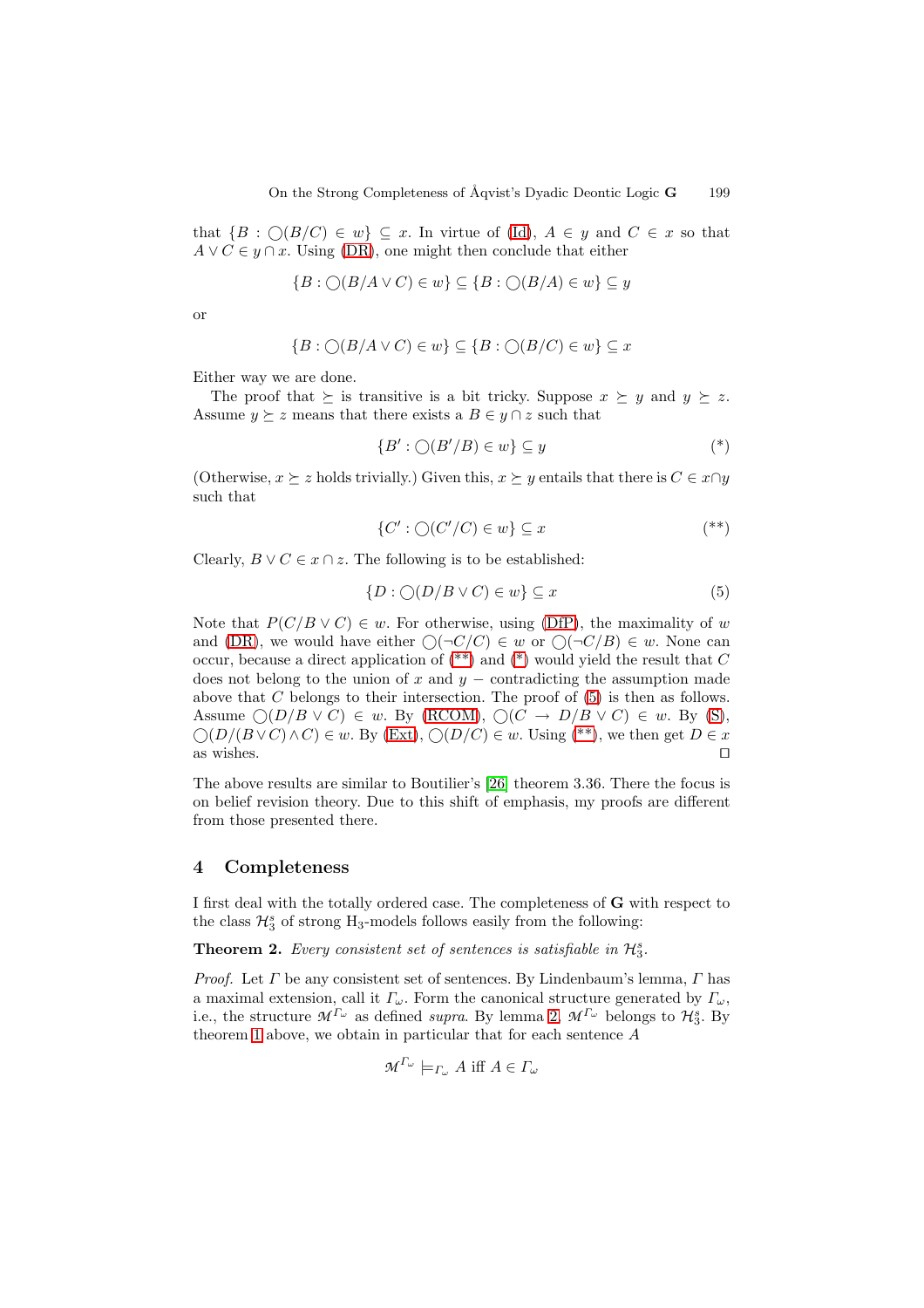that $\{B : \bigcirc(B/C) \in w\} \subseteq x$. In virtue of (Id), $A \in y$ and $C \in x$ so that $A \vee C \in y \cap x$. Using (DR), one might then conclude that either

$$\{B : \bigcirc(B/A \vee C) \in w\} \subseteq \{B : \bigcirc(B/A) \in w\} \subseteq y$$

or

$$\{B : \bigcirc(B/A \vee C) \in w\} \subseteq \{B : \bigcirc(B/C) \in w\} \subseteq x$$

Either way we are done.

The proof that $\succeq$ is transitive is a bit tricky. Suppose $x \succeq y$ and $y \succeq z$. Assume $y \succeq z$ means that there exists a $B \in y \cap z$ such that

$$\{B' : \bigcirc(B'/B) \in w\} \subseteq y \tag{*}$$

(Otherwise, $x \succeq z$ holds trivially.) Given this, $x \succeq y$ entails that there is $C \in x \cap y$ such that

$$\{C' : \bigcirc(C'/C) \in w\} \subseteq x \tag{**}$$

Clearly, $B \vee C \in x \cap z$. The following is to be established:

$$\{D : \bigcirc(D/B \vee C) \in w\} \subseteq x \tag{5}$$

Note that $P(C/B \vee C) \in w$. For otherwise, using (DfP), the maximality of $w$ and (DR), we would have either $\bigcirc(\neg C/C) \in w$ or $\bigcirc(\neg C/B) \in w$. None can occur, because a direct application of (**) and (*) would yield the result that $C$ does not belong to the union of $x$ and $y$ – contradicting the assumption made above that $C$ belongs to their intersection. The proof of (5) is then as follows. Assume $\bigcirc(D/B \vee C) \in w$. By (RCOM), $\bigcirc(C \rightarrow D/B \vee C) \in w$. By (S), $\bigcirc(D/(B \vee C) \wedge C) \in w$. By (Ext), $\bigcirc(D/C) \in w$. Using (**), we then get $D \in x$ as wishes. ◻

The above results are similar to Boutilier's [26] theorem 3.36. There the focus is on belief revision theory. Due to this shift of emphasis, my proofs are different from those presented there.

## 4 Completeness

I first deal with the totally ordered case. The completeness of **G** with respect to the class $\mathcal{H}_3^s$ of strong H$_3$-models follows easily from the following:

**Theorem 2.** *Every consistent set of sentences is satisfiable in $\mathcal{H}_3^s$.*

*Proof.* Let $\Gamma$ be any consistent set of sentences. By Lindenbaum's lemma, $\Gamma$ has a maximal extension, call it $\Gamma_\omega$. Form the canonical structure generated by $\Gamma_\omega$, i.e., the structure $\mathcal{M}^{\Gamma_\omega}$ as defined *supra*. By lemma 2, $\mathcal{M}^{\Gamma_\omega}$ belongs to $\mathcal{H}_3^s$. By theorem 1 above, we obtain in particular that for each sentence $A$

$$\mathcal{M}^{\Gamma_\omega} \models_{\Gamma_\omega} A \text{ iff } A \in \Gamma_\omega$$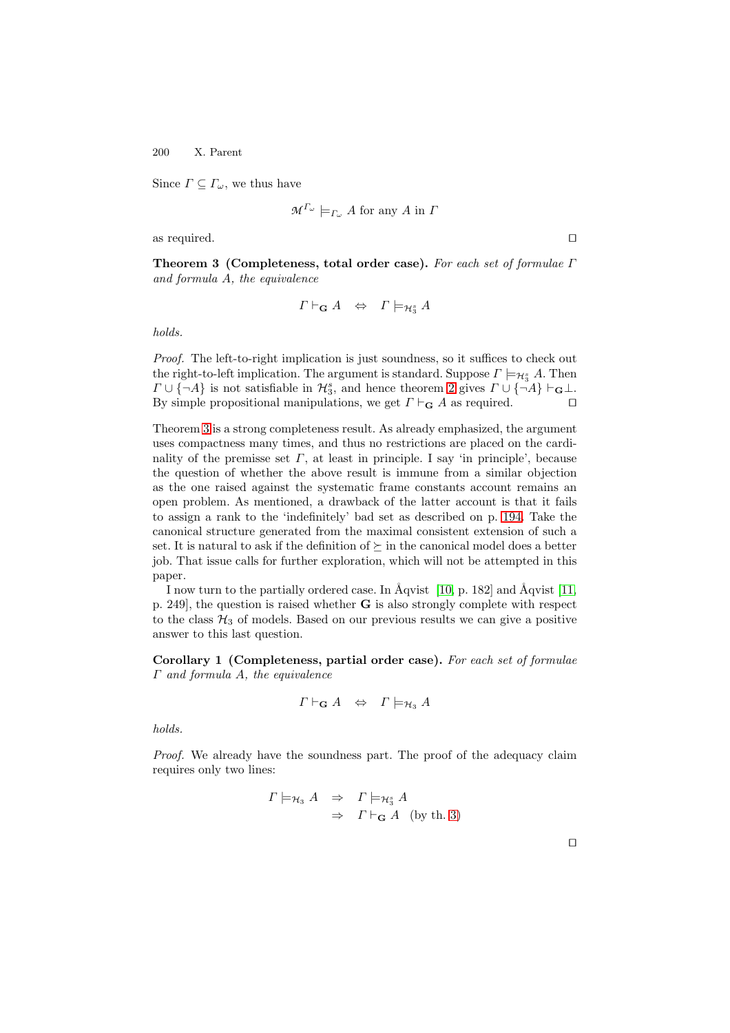Since $\Gamma \subseteq \Gamma_\omega$, we thus have

$$\mathcal{M}^{\Gamma_\omega} \models_{\Gamma_\omega} A \text{ for any } A \text{ in } \Gamma$$

as required. □

**Theorem 3 (Completeness, total order case).** *For each set of formulae $\Gamma$ and formula $A$, the equivalence*

$$\Gamma \vdash_{\mathbf{G}} A \quad \Leftrightarrow \quad \Gamma \models_{\mathcal{H}_3^s} A$$

*holds.*

*Proof.* The left-to-right implication is just soundness, so it suffices to check out the right-to-left implication. The argument is standard. Suppose $\Gamma \models_{\mathcal{H}_3^s} A$. Then $\Gamma \cup \{\neg A\}$ is not satisfiable in $\mathcal{H}_3^s$, and hence theorem 2 gives $\Gamma \cup \{\neg A\} \vdash_{\mathbf{G}} \bot$. By simple propositional manipulations, we get $\Gamma \vdash_{\mathbf{G}} A$ as required. □

Theorem 3 is a strong completeness result. As already emphasized, the argument uses compactness many times, and thus no restrictions are placed on the cardinality of the premisse set $\Gamma$, at least in principle. I say 'in principle', because the question of whether the above result is immune from a similar objection as the one raised against the systematic frame constants account remains an open problem. As mentioned, a drawback of the latter account is that it fails to assign a rank to the 'indefinitely' bad set as described on p. 194. Take the canonical structure generated from the maximal consistent extension of such a set. It is natural to ask if the definition of $\succeq$ in the canonical model does a better job. That issue calls for further exploration, which will not be attempted in this paper.

I now turn to the partially ordered case. In Åqvist [10, p. 182] and Åqvist [11, p. 249], the question is raised whether $\mathbf{G}$ is also strongly complete with respect to the class $\mathcal{H}_3$ of models. Based on our previous results we can give a positive answer to this last question.

**Corollary 1 (Completeness, partial order case).** *For each set of formulae $\Gamma$ and formula $A$, the equivalence*

$$\Gamma \vdash_{\mathbf{G}} A \quad \Leftrightarrow \quad \Gamma \models_{\mathcal{H}_3} A$$

*holds.*

*Proof.* We already have the soundness part. The proof of the adequacy claim requires only two lines:

$$\begin{aligned} \Gamma \models_{\mathcal{H}_3} A \quad &\Rightarrow \quad \Gamma \models_{\mathcal{H}_3^s} A \\ &\Rightarrow \quad \Gamma \vdash_{\mathbf{G}} A \quad \text{(by th. 3)} \end{aligned}$$

□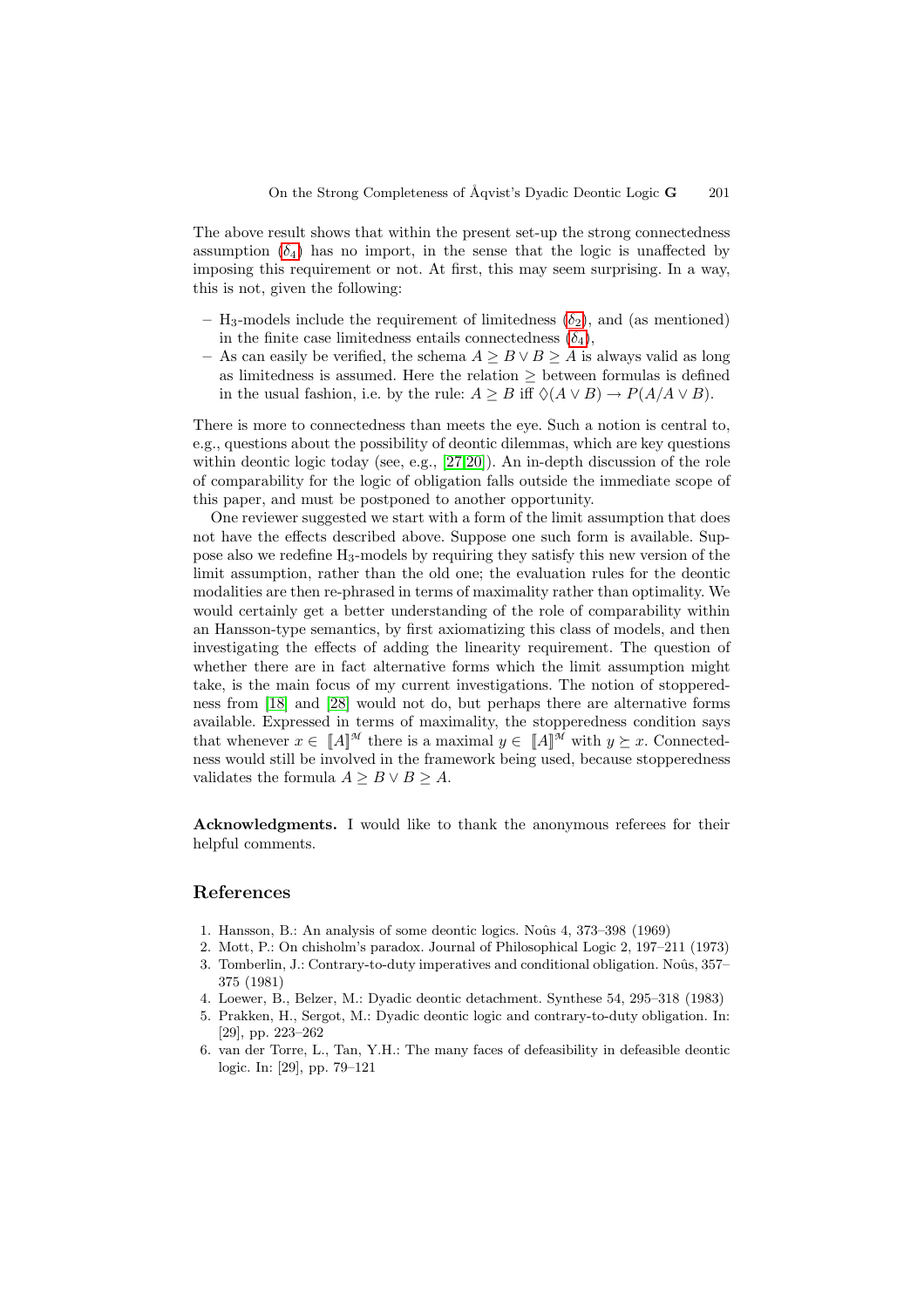The above result shows that within the present set-up the strong connectedness assumption ($\delta_4$) has no import, in the sense that the logic is unaffected by imposing this requirement or not. At first, this may seem surprising. In a way, this is not, given the following:

- $\text{H}_3$-models include the requirement of limitedness ($\delta_2$), and (as mentioned) in the finite case limitedness entails connectedness ($\delta_4$),
- As can easily be verified, the schema $A \geq B \vee B \geq A$ is always valid as long as limitedness is assumed. Here the relation $\geq$ between formulas is defined in the usual fashion, i.e. by the rule: $A \geq B$ iff $\Diamond(A \vee B) \rightarrow P(A/A \vee B)$.

There is more to connectedness than meets the eye. Such a notion is central to, e.g., questions about the possibility of deontic dilemmas, which are key questions within deontic logic today (see, e.g., [27,20]). An in-depth discussion of the role of comparability for the logic of obligation falls outside the immediate scope of this paper, and must be postponed to another opportunity.

One reviewer suggested we start with a form of the limit assumption that does not have the effects described above. Suppose one such form is available. Suppose also we redefine $\text{H}_3$-models by requiring they satisfy this new version of the limit assumption, rather than the old one; the evaluation rules for the deontic modalities are then re-phrased in terms of maximality rather than optimality. We would certainly get a better understanding of the role of comparability within an Hansson-type semantics, by first axiomatizing this class of models, and then investigating the effects of adding the linearity requirement. The question of whether there are in fact alternative forms which the limit assumption might take, is the main focus of my current investigations. The notion of stopperedness from [18] and [28] would not do, but perhaps there are alternative forms available. Expressed in terms of maximality, the stopperedness condition says that whenever $x \in \llbracket A \rrbracket^{\mathcal{M}}$ there is a maximal $y \in \llbracket A \rrbracket^{\mathcal{M}}$ with $y \succeq x$. Connectedness would still be involved in the framework being used, because stopperedness validates the formula $A \geq B \vee B \geq A$.

**Acknowledgments.** I would like to thank the anonymous referees for their helpful comments.

## References

1. Hansson, B.: An analysis of some deontic logics. Noûs 4, 373–398 (1969)
2. Mott, P.: On chisholm's paradox. Journal of Philosophical Logic 2, 197–211 (1973)
3. Tomberlin, J.: Contrary-to-duty imperatives and conditional obligation. Noûs, 357–375 (1981)
4. Loewer, B., Belzer, M.: Dyadic deontic detachment. Synthese 54, 295–318 (1983)
5. Prakken, H., Sergot, M.: Dyadic deontic logic and contrary-to-duty obligation. In: [29], pp. 223–262
6. van der Torre, L., Tan, Y.H.: The many faces of defeasibility in defeasible deontic logic. In: [29], pp. 79–121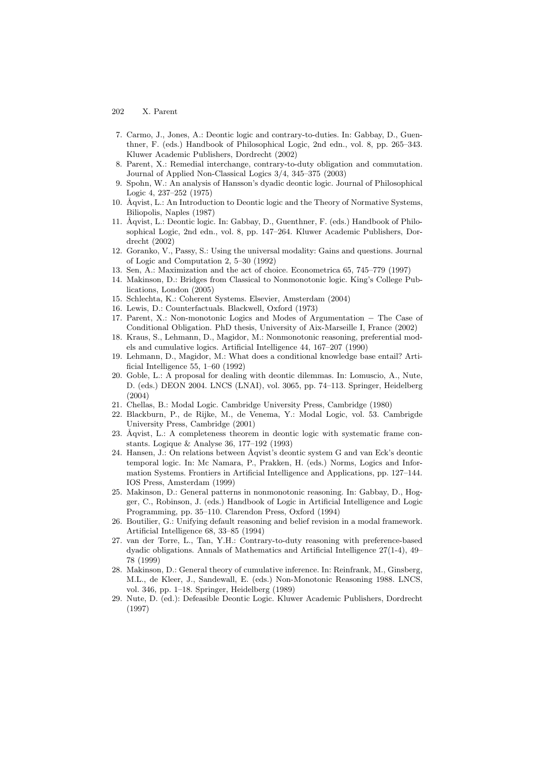7. Carmo, J., Jones, A.: Deontic logic and contrary-to-duties. In: Gabbay, D., Guenthner, F. (eds.) Handbook of Philosophical Logic, 2nd edn., vol. 8, pp. 265–343. Kluwer Academic Publishers, Dordrecht (2002)
8. Parent, X.: Remedial interchange, contrary-to-duty obligation and commutation. Journal of Applied Non-Classical Logics 3/4, 345–375 (2003)
9. Spohn, W.: An analysis of Hansson's dyadic deontic logic. Journal of Philosophical Logic 4, 237–252 (1975)
10. Åqvist, L.: An Introduction to Deontic logic and the Theory of Normative Systems, Biliopolis, Naples (1987)
11. Åqvist, L.: Deontic logic. In: Gabbay, D., Guenthner, F. (eds.) Handbook of Philosophical Logic, 2nd edn., vol. 8, pp. 147–264. Kluwer Academic Publishers, Dordrecht (2002)
12. Goranko, V., Passy, S.: Using the universal modality: Gains and questions. Journal of Logic and Computation 2, 5–30 (1992)
13. Sen, A.: Maximization and the act of choice. Econometrica 65, 745–779 (1997)
14. Makinson, D.: Bridges from Classical to Nonmonotonic logic. King's College Publications, London (2005)
15. Schlechta, K.: Coherent Systems. Elsevier, Amsterdam (2004)
16. Lewis, D.: Counterfactuals. Blackwell, Oxford (1973)
17. Parent, X.: Non-monotonic Logics and Modes of Argumentation − The Case of Conditional Obligation. PhD thesis, University of Aix-Marseille I, France (2002)
18. Kraus, S., Lehmann, D., Magidor, M.: Nonmonotonic reasoning, preferential models and cumulative logics. Artificial Intelligence 44, 167–207 (1990)
19. Lehmann, D., Magidor, M.: What does a conditional knowledge base entail? Artificial Intelligence 55, 1–60 (1992)
20. Goble, L.: A proposal for dealing with deontic dilemmas. In: Lomuscio, A., Nute, D. (eds.) DEON 2004. LNCS (LNAI), vol. 3065, pp. 74–113. Springer, Heidelberg (2004)
21. Chellas, B.: Modal Logic. Cambridge University Press, Cambridge (1980)
22. Blackburn, P., de Rijke, M., de Venema, Y.: Modal Logic, vol. 53. Cambrigde University Press, Cambridge (2001)
23. Åqvist, L.: A completeness theorem in deontic logic with systematic frame constants. Logique & Analyse 36, 177–192 (1993)
24. Hansen, J.: On relations between Åqvist's deontic system G and van Eck's deontic temporal logic. In: Mc Namara, P., Prakken, H. (eds.) Norms, Logics and Information Systems. Frontiers in Artificial Intelligence and Applications, pp. 127–144. IOS Press, Amsterdam (1999)
25. Makinson, D.: General patterns in nonmonotonic reasoning. In: Gabbay, D., Hogger, C., Robinson, J. (eds.) Handbook of Logic in Artificial Intelligence and Logic Programming, pp. 35–110. Clarendon Press, Oxford (1994)
26. Boutilier, G.: Unifying default reasoning and belief revision in a modal framework. Artificial Intelligence 68, 33–85 (1994)
27. van der Torre, L., Tan, Y.H.: Contrary-to-duty reasoning with preference-based dyadic obligations. Annals of Mathematics and Artificial Intelligence 27(1-4), 49–78 (1999)
28. Makinson, D.: General theory of cumulative inference. In: Reinfrank, M., Ginsberg, M.L., de Kleer, J., Sandewall, E. (eds.) Non-Monotonic Reasoning 1988. LNCS, vol. 346, pp. 1–18. Springer, Heidelberg (1989)
29. Nute, D. (ed.): Defeasible Deontic Logic. Kluwer Academic Publishers, Dordrecht (1997)